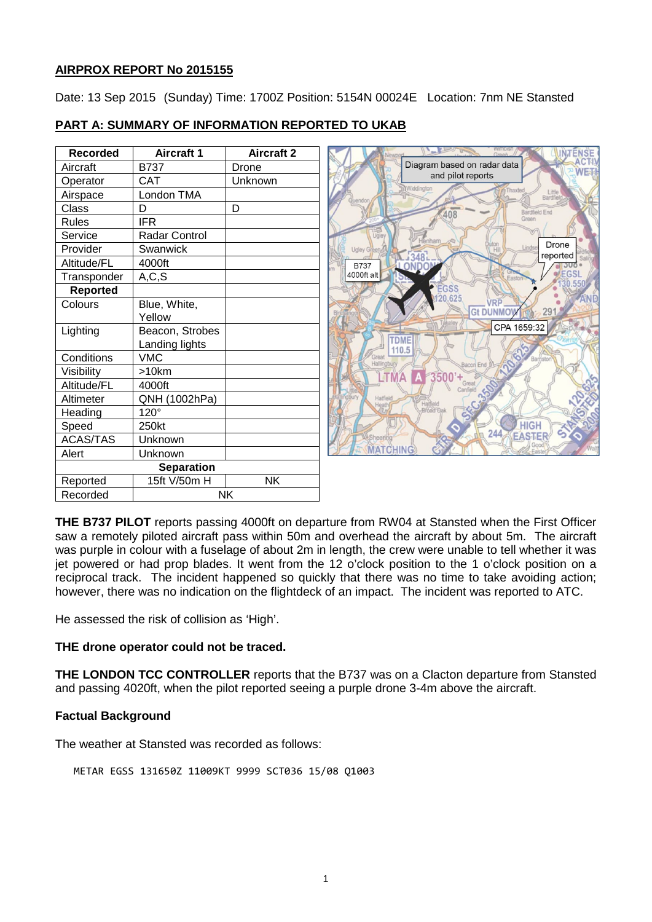**AIRPROX REPORT No 2015155**

Date: 13 Sep 2015 (Sunday) Time: 1700Z Position: 5154N 00024E Location: 7nm NE Stansted

**PART A: SUMMARY OF INFORMATION REPORTED TO UKAB**

| Recorded | Aircraft 1 | Aircraft 2 |
|---|---|---|
| Aircraft | B737 | Drone |
| Operator | CAT | Unknown |
| Airspace | London TMA | |
| Class | D | D |
| Rules | IFR | |
| Service | Radar Control | |
| Provider | Swanwick | |
| Altitude/FL | 4000ft | |
| Transponder | A,C,S | |
| **Reported** | | |
| Colours | Blue, White, Yellow | |
| Lighting | Beacon, Strobes Landing lights | |
| Conditions | VMC | |
| Visibility | >10km | |
| Altitude/FL | 4000ft | |
| Altimeter | QNH (1002hPa) | |
| Heading | 120° | |
| Speed | 250kt | |
| ACAS/TAS | Unknown | |
| Alert | Unknown | |
| **Separation** | | |
| Reported | 15ft V/50m H | NK |
| Recorded | NK | |

**THE B737 PILOT** reports passing 4000ft on departure from RW04 at Stansted when the First Officer saw a remotely piloted aircraft pass within 50m and overhead the aircraft by about 5m. The aircraft was purple in colour with a fuselage of about 2m in length, the crew were unable to tell whether it was jet powered or had prop blades. It went from the 12 o'clock position to the 1 o'clock position on a reciprocal track. The incident happened so quickly that there was no time to take avoiding action; however, there was no indication on the flightdeck of an impact. The incident was reported to ATC.

He assessed the risk of collision as 'High'.

**THE drone operator could not be traced.**

**THE LONDON TCC CONTROLLER** reports that the B737 was on a Clacton departure from Stansted and passing 4020ft, when the pilot reported seeing a purple drone 3-4m above the aircraft.

**Factual Background**

The weather at Stansted was recorded as follows:

```
METAR EGSS 131650Z 11009KT 9999 SCT036 15/08 Q1003
```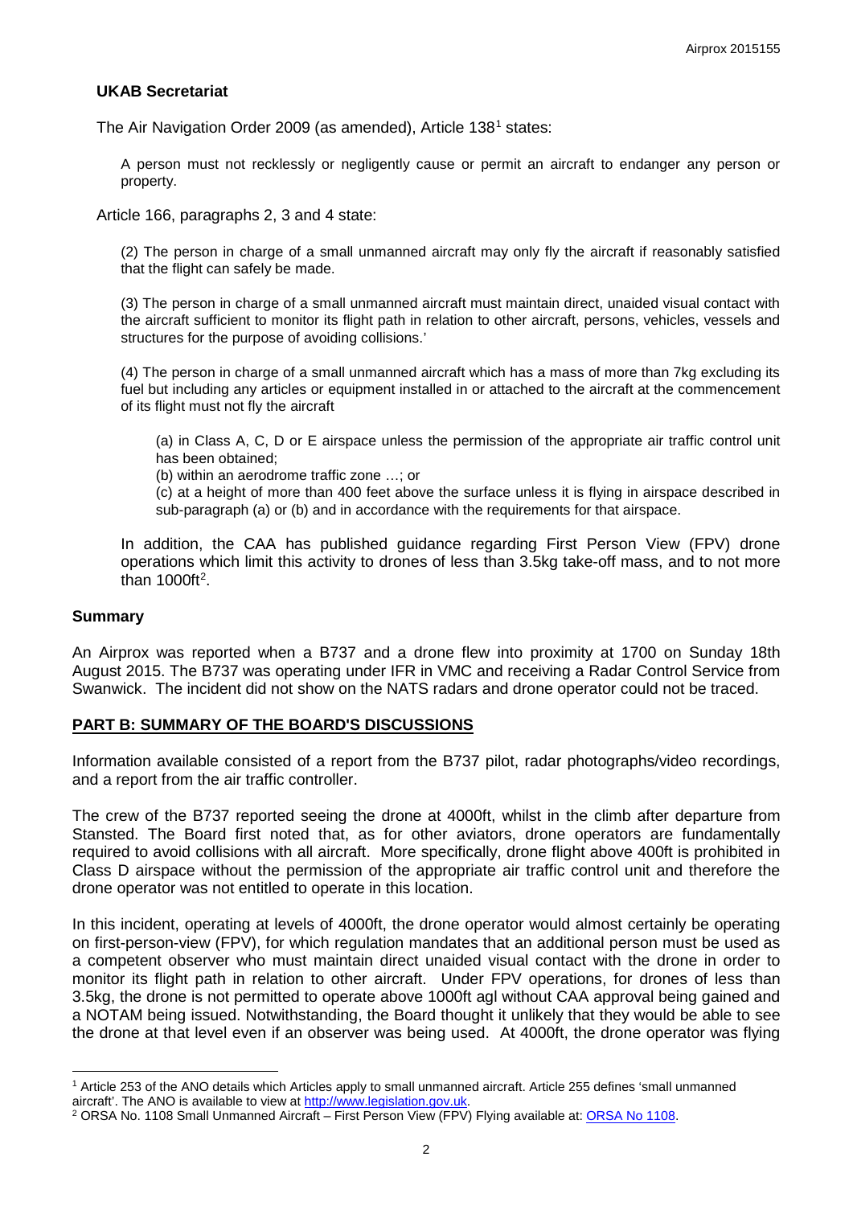### UKAB Secretariat

The Air Navigation Order 2009 (as amended), Article 138[1] states:

> A person must not recklessly or negligently cause or permit an aircraft to endanger any person or property.

Article 166, paragraphs 2, 3 and 4 state:

> (2) The person in charge of a small unmanned aircraft may only fly the aircraft if reasonably satisfied that the flight can safely be made.
>
> (3) The person in charge of a small unmanned aircraft must maintain direct, unaided visual contact with the aircraft sufficient to monitor its flight path in relation to other aircraft, persons, vehicles, vessels and structures for the purpose of avoiding collisions.'
>
> (4) The person in charge of a small unmanned aircraft which has a mass of more than 7kg excluding its fuel but including any articles or equipment installed in or attached to the aircraft at the commencement of its flight must not fly the aircraft
>
> > (a) in Class A, C, D or E airspace unless the permission of the appropriate air traffic control unit has been obtained;
> >
> > (b) within an aerodrome traffic zone …; or
> >
> > (c) at a height of more than 400 feet above the surface unless it is flying in airspace described in sub-paragraph (a) or (b) and in accordance with the requirements for that airspace.

In addition, the CAA has published guidance regarding First Person View (FPV) drone operations which limit this activity to drones of less than 3.5kg take-off mass, and to not more than 1000ft[2].

### Summary

An Airprox was reported when a B737 and a drone flew into proximity at 1700 on Sunday 18th August 2015. The B737 was operating under IFR in VMC and receiving a Radar Control Service from Swanwick. The incident did not show on the NATS radars and drone operator could not be traced.

## PART B: SUMMARY OF THE BOARD'S DISCUSSIONS

Information available consisted of a report from the B737 pilot, radar photographs/video recordings, and a report from the air traffic controller.

The crew of the B737 reported seeing the drone at 4000ft, whilst in the climb after departure from Stansted. The Board first noted that, as for other aviators, drone operators are fundamentally required to avoid collisions with all aircraft. More specifically, drone flight above 400ft is prohibited in Class D airspace without the permission of the appropriate air traffic control unit and therefore the drone operator was not entitled to operate in this location.

In this incident, operating at levels of 4000ft, the drone operator would almost certainly be operating on first-person-view (FPV), for which regulation mandates that an additional person must be used as a competent observer who must maintain direct unaided visual contact with the drone in order to monitor its flight path in relation to other aircraft. Under FPV operations, for drones of less than 3.5kg, the drone is not permitted to operate above 1000ft agl without CAA approval being gained and a NOTAM being issued. Notwithstanding, the Board thought it unlikely that they would be able to see the drone at that level even if an observer was being used. At 4000ft, the drone operator was flying

---

[1] Article 253 of the ANO details which Articles apply to small unmanned aircraft. Article 255 defines 'small unmanned aircraft'. The ANO is available to view at http://www.legislation.gov.uk.

[2] ORSA No. 1108 Small Unmanned Aircraft – First Person View (FPV) Flying available at: ORSA No 1108.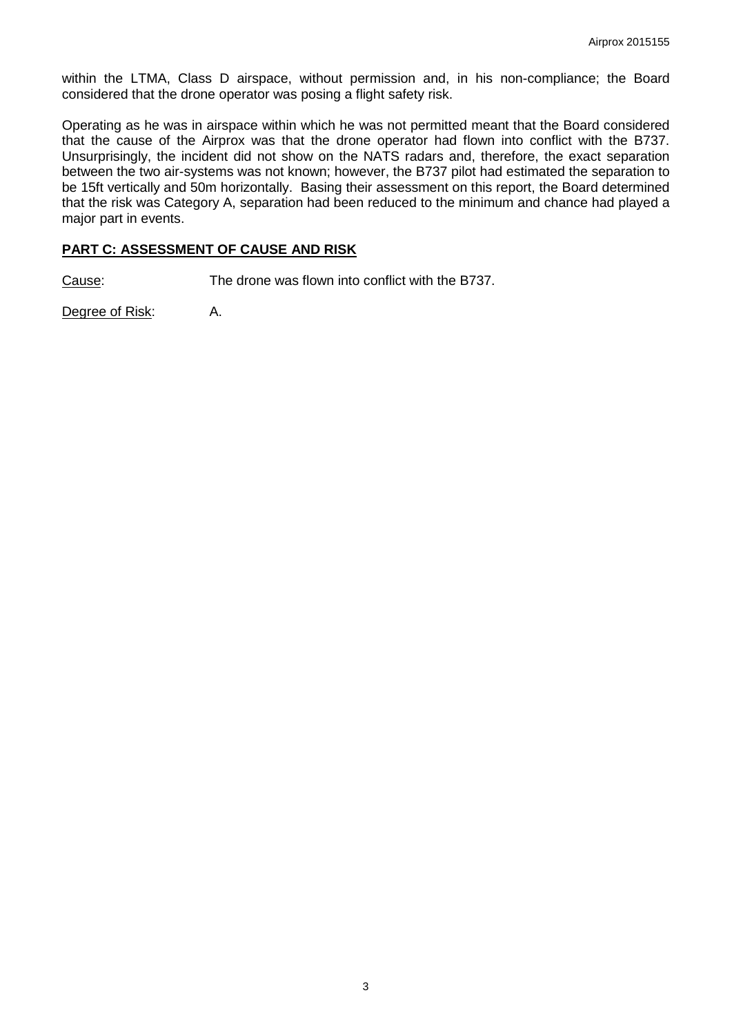within the LTMA, Class D airspace, without permission and, in his non-compliance; the Board considered that the drone operator was posing a flight safety risk.

Operating as he was in airspace within which he was not permitted meant that the Board considered that the cause of the Airprox was that the drone operator had flown into conflict with the B737. Unsurprisingly, the incident did not show on the NATS radars and, therefore, the exact separation between the two air-systems was not known; however, the B737 pilot had estimated the separation to be 15ft vertically and 50m horizontally. Basing their assessment on this report, the Board determined that the risk was Category A, separation had been reduced to the minimum and chance had played a major part in events.

## PART C: ASSESSMENT OF CAUSE AND RISK

Cause: The drone was flown into conflict with the B737.

Degree of Risk: A.